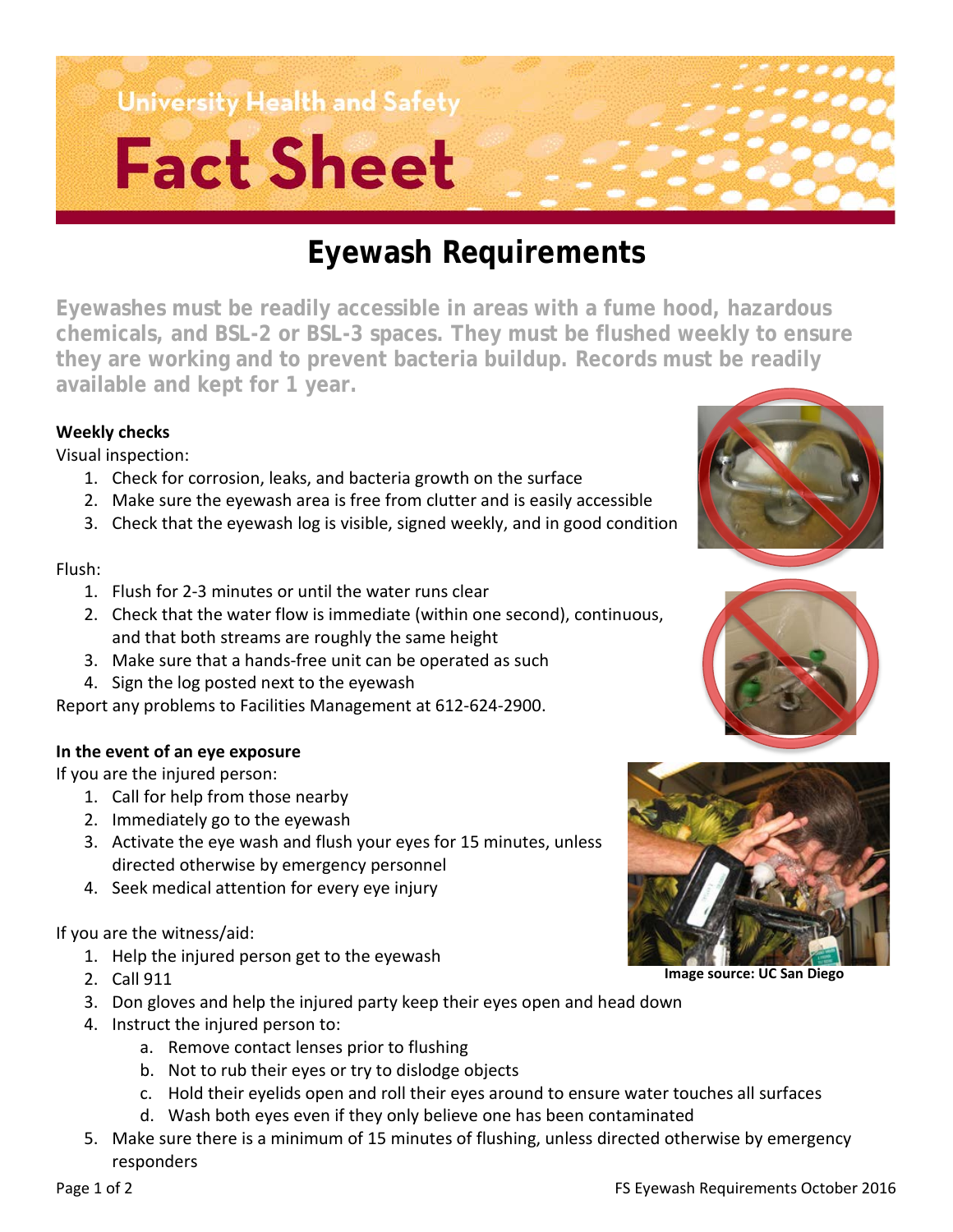University Health and Safety

# Fact Sheet

## Eyewash Requirements

**Eyewashes must be readily accessible in areas with a fume hood, hazardous chemicals, and BSL-2 or BSL-3 spaces. They must be flushed weekly to ensure they are working and to prevent bacteria buildup. Records must be readily available and kept for 1 year.**

**Weekly checks**

Visual inspection:

1. Check for corrosion, leaks, and bacteria growth on the surface
2. Make sure the eyewash area is free from clutter and is easily accessible
3. Check that the eyewash log is visible, signed weekly, and in good condition

Flush:

1. Flush for 2-3 minutes or until the water runs clear
2. Check that the water flow is immediate (within one second), continuous, and that both streams are roughly the same height
3. Make sure that a hands-free unit can be operated as such
4. Sign the log posted next to the eyewash

Report any problems to Facilities Management at 612-624-2900.

**In the event of an eye exposure**

If you are the injured person:

1. Call for help from those nearby
2. Immediately go to the eyewash
3. Activate the eye wash and flush your eyes for 15 minutes, unless directed otherwise by emergency personnel
4. Seek medical attention for every eye injury

If you are the witness/aid:

1. Help the injured person get to the eyewash
2. Call 911
3. Don gloves and help the injured party keep their eyes open and head down
4. Instruct the injured person to:
   a. Remove contact lenses prior to flushing
   b. Not to rub their eyes or try to dislodge objects
   c. Hold their eyelids open and roll their eyes around to ensure water touches all surfaces
   d. Wash both eyes even if they only believe one has been contaminated
5. Make sure there is a minimum of 15 minutes of flushing, unless directed otherwise by emergency responders

**Image source: UC San Diego**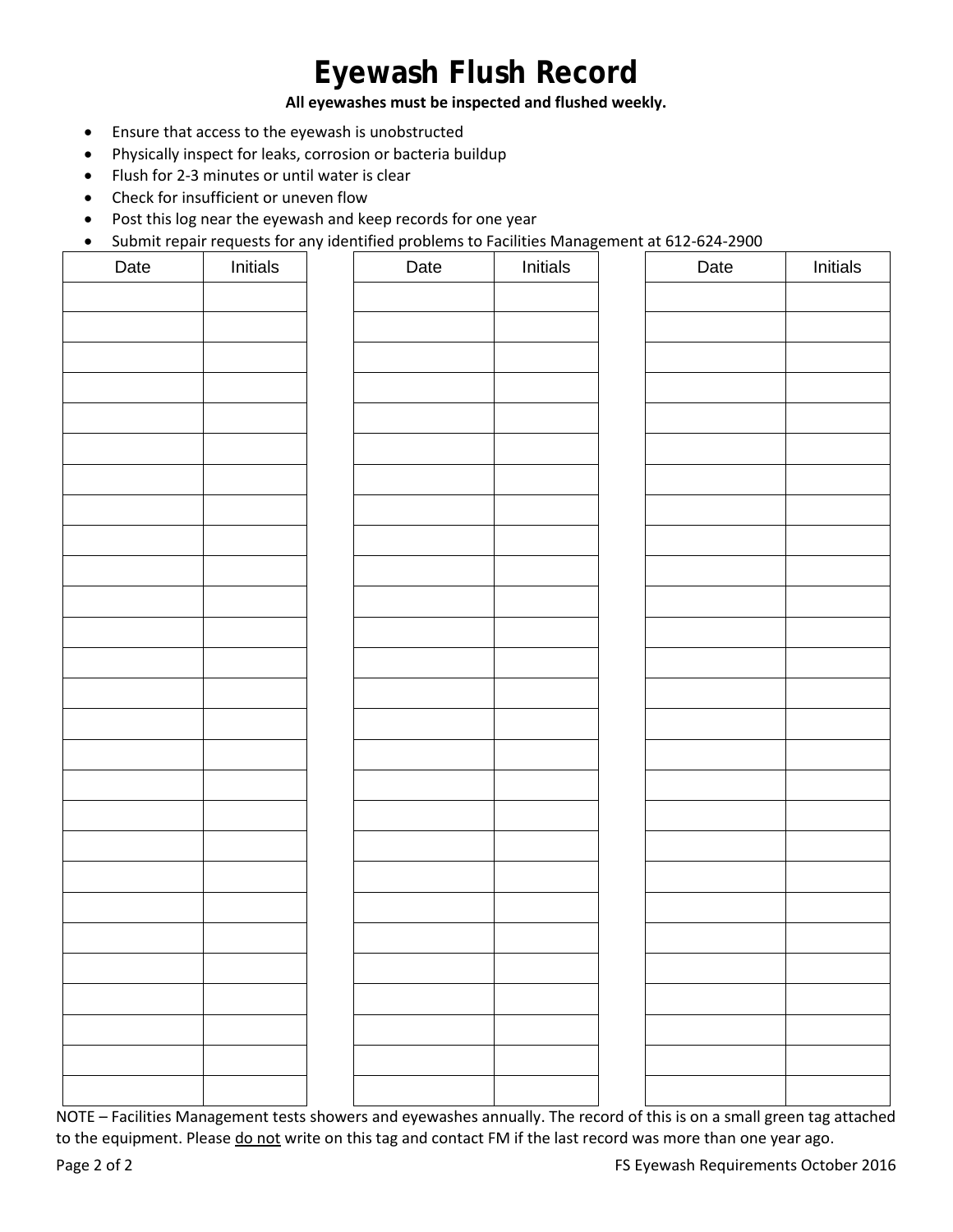# Eyewash Flush Record

**All eyewashes must be inspected and flushed weekly.**

- Ensure that access to the eyewash is unobstructed
- Physically inspect for leaks, corrosion or bacteria buildup
- Flush for 2-3 minutes or until water is clear
- Check for insufficient or uneven flow
- Post this log near the eyewash and keep records for one year
- Submit repair requests for any identified problems to Facilities Management at 612-624-2900

| Date | Initials | Date | Initials | Date | Initials |
| --- | --- | --- | --- | --- | --- |
| | | | | | |
| | | | | | |
| | | | | | |
| | | | | | |
| | | | | | |
| | | | | | |
| | | | | | |
| | | | | | |
| | | | | | |
| | | | | | |
| | | | | | |
| | | | | | |
| | | | | | |
| | | | | | |
| | | | | | |
| | | | | | |
| | | | | | |
| | | | | | |
| | | | | | |
| | | | | | |
| | | | | | |
| | | | | | |
| | | | | | |
| | | | | | |
| | | | | | |
| | | | | | |
| | | | | | |

NOTE – Facilities Management tests showers and eyewashes annually. The record of this is on a small green tag attached to the equipment. Please <u>do not</u> write on this tag and contact FM if the last record was more than one year ago.